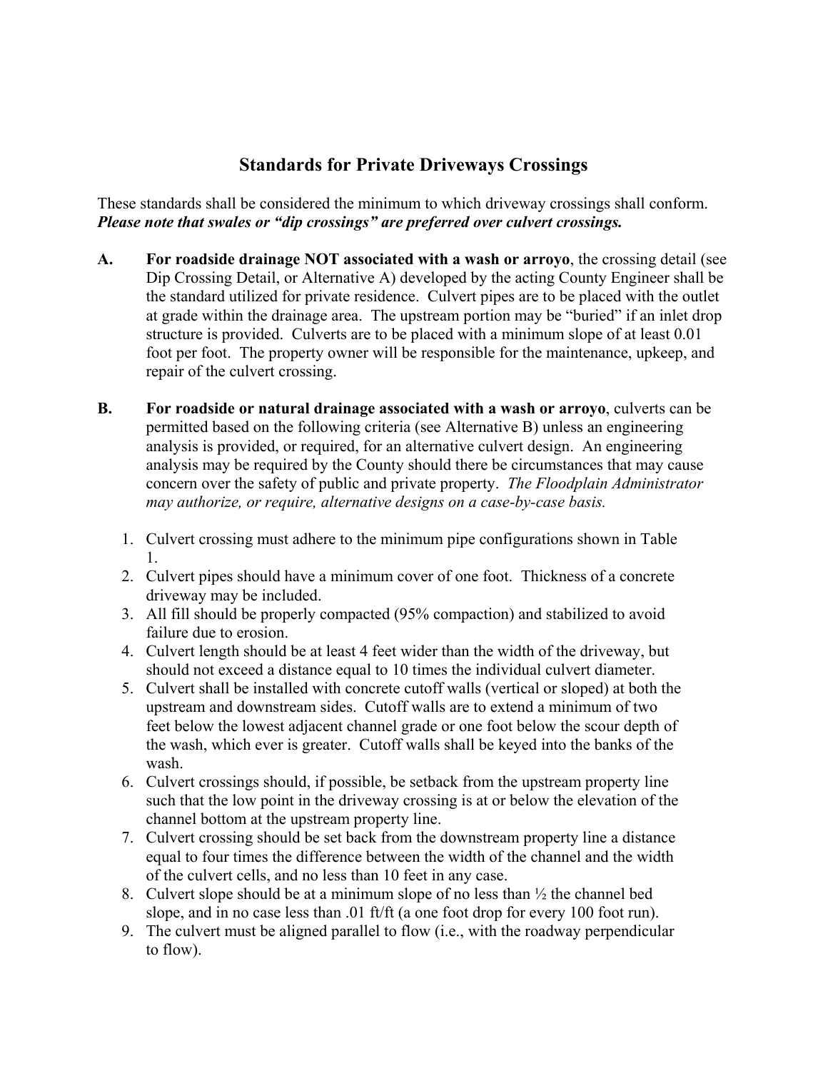# Standards for Private Driveways Crossings

These standards shall be considered the minimum to which driveway crossings shall conform. ***Please note that swales or "dip crossings" are preferred over culvert crossings.***

**A. For roadside drainage NOT associated with a wash or arroyo**, the crossing detail (see Dip Crossing Detail, or Alternative A) developed by the acting County Engineer shall be the standard utilized for private residence. Culvert pipes are to be placed with the outlet at grade within the drainage area. The upstream portion may be "buried" if an inlet drop structure is provided. Culverts are to be placed with a minimum slope of at least 0.01 foot per foot. The property owner will be responsible for the maintenance, upkeep, and repair of the culvert crossing.

**B. For roadside or natural drainage associated with a wash or arroyo**, culverts can be permitted based on the following criteria (see Alternative B) unless an engineering analysis is provided, or required, for an alternative culvert design. An engineering analysis may be required by the County should there be circumstances that may cause concern over the safety of public and private property. *The Floodplain Administrator may authorize, or require, alternative designs on a case-by-case basis.*

1. Culvert crossing must adhere to the minimum pipe configurations shown in Table 1.
2. Culvert pipes should have a minimum cover of one foot. Thickness of a concrete driveway may be included.
3. All fill should be properly compacted (95% compaction) and stabilized to avoid failure due to erosion.
4. Culvert length should be at least 4 feet wider than the width of the driveway, but should not exceed a distance equal to 10 times the individual culvert diameter.
5. Culvert shall be installed with concrete cutoff walls (vertical or sloped) at both the upstream and downstream sides. Cutoff walls are to extend a minimum of two feet below the lowest adjacent channel grade or one foot below the scour depth of the wash, which ever is greater. Cutoff walls shall be keyed into the banks of the wash.
6. Culvert crossings should, if possible, be setback from the upstream property line such that the low point in the driveway crossing is at or below the elevation of the channel bottom at the upstream property line.
7. Culvert crossing should be set back from the downstream property line a distance equal to four times the difference between the width of the channel and the width of the culvert cells, and no less than 10 feet in any case.
8. Culvert slope should be at a minimum slope of no less than ½ the channel bed slope, and in no case less than .01 ft/ft (a one foot drop for every 100 foot run).
9. The culvert must be aligned parallel to flow (i.e., with the roadway perpendicular to flow).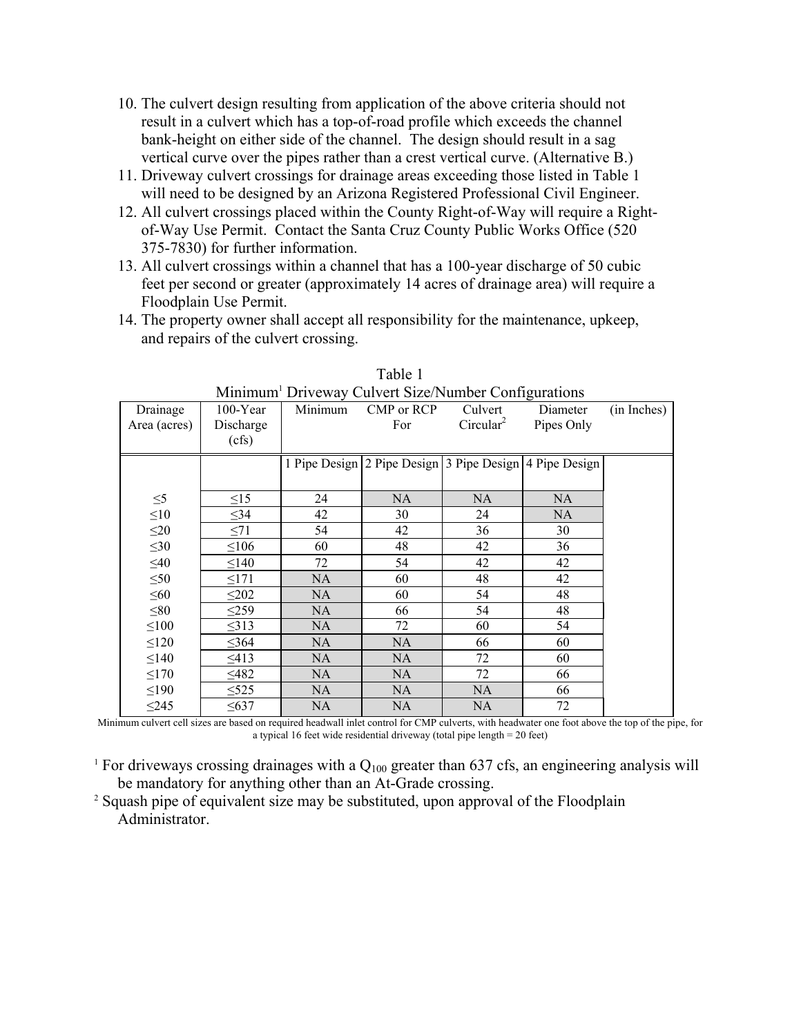10. The culvert design resulting from application of the above criteria should not result in a culvert which has a top-of-road profile which exceeds the channel bank-height on either side of the channel. The design should result in a sag vertical curve over the pipes rather than a crest vertical curve. (Alternative B.)
11. Driveway culvert crossings for drainage areas exceeding those listed in Table 1 will need to be designed by an Arizona Registered Professional Civil Engineer.
12. All culvert crossings placed within the County Right-of-Way will require a Right-of-Way Use Permit. Contact the Santa Cruz County Public Works Office (520 375-7830) for further information.
13. All culvert crossings within a channel that has a 100-year discharge of 50 cubic feet per second or greater (approximately 14 acres of drainage area) will require a Floodplain Use Permit.
14. The property owner shall accept all responsibility for the maintenance, upkeep, and repairs of the culvert crossing.

Table 1
Minimum[1] Driveway Culvert Size/Number Configurations

| Drainage Area (acres) | 100-Year Discharge (cfs) | Minimum | CMP or RCP For | Culvert Circular[2] | Diameter Pipes Only | (in Inches) |
|---|---|---|---|---|---|---|
| | | 1 Pipe Design | 2 Pipe Design | 3 Pipe Design | 4 Pipe Design | |
| ≤5 | ≤15 | 24 | NA | NA | NA | |
| ≤10 | ≤34 | 42 | 30 | 24 | NA | |
| ≤20 | ≤71 | 54 | 42 | 36 | 30 | |
| ≤30 | ≤106 | 60 | 48 | 42 | 36 | |
| ≤40 | ≤140 | 72 | 54 | 42 | 42 | |
| ≤50 | ≤171 | NA | 60 | 48 | 42 | |
| ≤60 | ≤202 | NA | 60 | 54 | 48 | |
| ≤80 | ≤259 | NA | 66 | 54 | 48 | |
| ≤100 | ≤313 | NA | 72 | 60 | 54 | |
| ≤120 | ≤364 | NA | NA | 66 | 60 | |
| ≤140 | ≤413 | NA | NA | 72 | 60 | |
| ≤170 | ≤482 | NA | NA | 72 | 66 | |
| ≤190 | ≤525 | NA | NA | NA | 66 | |
| ≤245 | ≤637 | NA | NA | NA | 72 | |

Minimum culvert cell sizes are based on required headwall inlet control for CMP culverts, with headwater one foot above the top of the pipe, for a typical 16 feet wide residential driveway (total pipe length = 20 feet)

[1] For driveways crossing drainages with a $Q_{100}$ greater than 637 cfs, an engineering analysis will be mandatory for anything other than an At-Grade crossing.

[2] Squash pipe of equivalent size may be substituted, upon approval of the Floodplain Administrator.